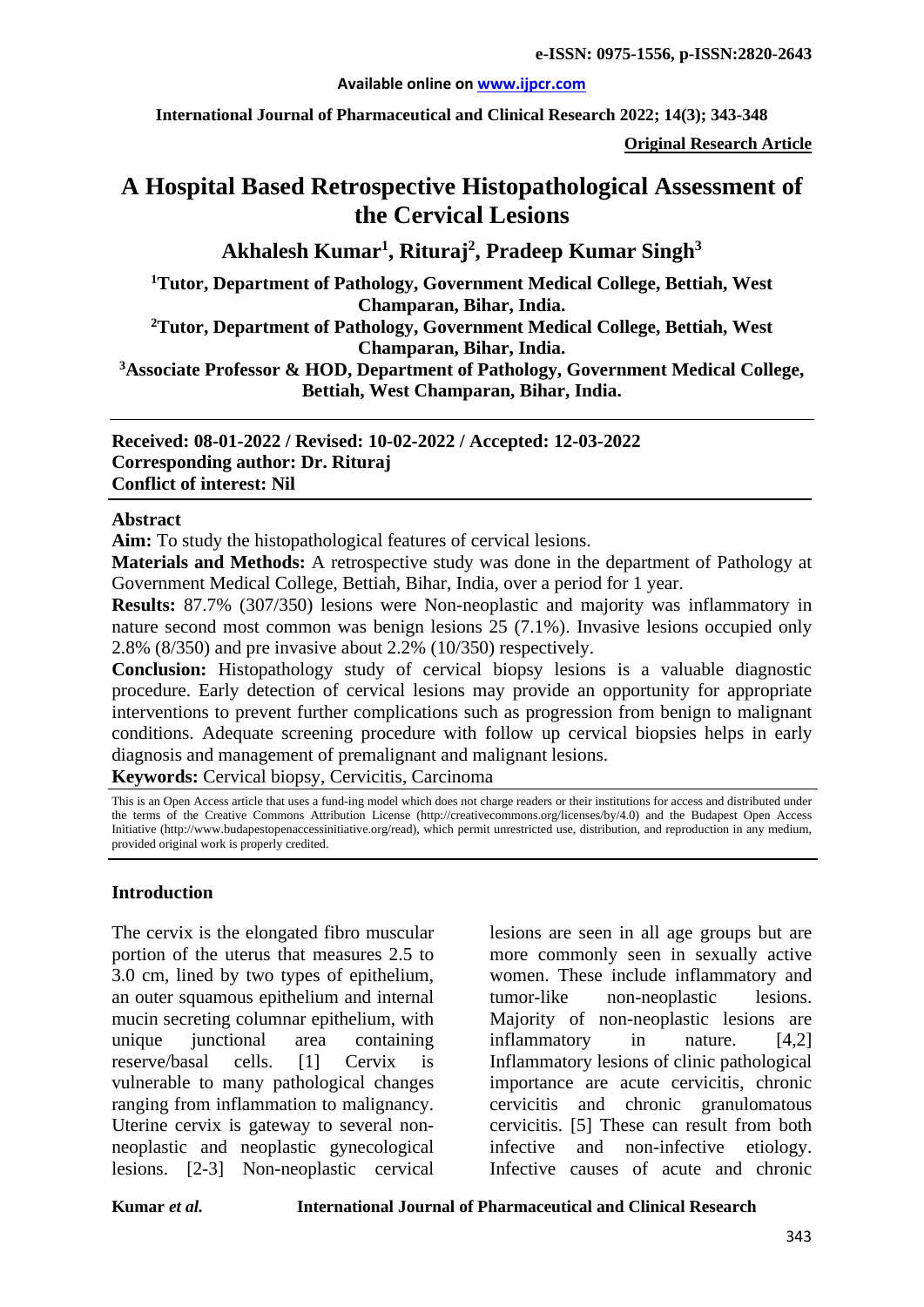e-ISSN: 0975-1556, p-ISSN:2820-2643

Available online on www.ijpcr.com

International Journal of Pharmaceutical and Clinical Research 2022; 14(3); 343-348

**Original Research Article**

# A Hospital Based Retrospective Histopathological Assessment of the Cervical Lesions

## Akhalesh Kumar[1], Rituraj[2], Pradeep Kumar Singh[3]

[1]Tutor, Department of Pathology, Government Medical College, Bettiah, West Champaran, Bihar, India.

[2]Tutor, Department of Pathology, Government Medical College, Bettiah, West Champaran, Bihar, India.

[3]Associate Professor & HOD, Department of Pathology, Government Medical College, Bettiah, West Champaran, Bihar, India.

**Received: 08-01-2022 / Revised: 10-02-2022 / Accepted: 12-03-2022**
**Corresponding author: Dr. Rituraj**
**Conflict of interest: Nil**

### Abstract

**Aim:** To study the histopathological features of cervical lesions.

**Materials and Methods:** A retrospective study was done in the department of Pathology at Government Medical College, Bettiah, Bihar, India, over a period for 1 year.

**Results:** 87.7% (307/350) lesions were Non-neoplastic and majority was inflammatory in nature second most common was benign lesions 25 (7.1%). Invasive lesions occupied only 2.8% (8/350) and pre invasive about 2.2% (10/350) respectively.

**Conclusion:** Histopathology study of cervical biopsy lesions is a valuable diagnostic procedure. Early detection of cervical lesions may provide an opportunity for appropriate interventions to prevent further complications such as progression from benign to malignant conditions. Adequate screening procedure with follow up cervical biopsies helps in early diagnosis and management of premalignant and malignant lesions.

**Keywords:** Cervical biopsy, Cervicitis, Carcinoma

This is an Open Access article that uses a fund-ing model which does not charge readers or their institutions for access and distributed under the terms of the Creative Commons Attribution License (http://creativecommons.org/licenses/by/4.0) and the Budapest Open Access Initiative (http://www.budapestopenaccessinitiative.org/read), which permit unrestricted use, distribution, and reproduction in any medium, provided original work is properly credited.

### Introduction

The cervix is the elongated fibro muscular portion of the uterus that measures 2.5 to 3.0 cm, lined by two types of epithelium, an outer squamous epithelium and internal mucin secreting columnar epithelium, with unique junctional area containing reserve/basal cells. [1] Cervix is vulnerable to many pathological changes ranging from inflammation to malignancy. Uterine cervix is gateway to several non-neoplastic and neoplastic gynecological lesions. [2-3] Non-neoplastic cervical lesions are seen in all age groups but are more commonly seen in sexually active women. These include inflammatory and tumor-like non-neoplastic lesions. Majority of non-neoplastic lesions are inflammatory in nature. [4,2] Inflammatory lesions of clinic pathological importance are acute cervicitis, chronic cervicitis and chronic granulomatous cervicitis. [5] These can result from both infective and non-infective etiology. Infective causes of acute and chronic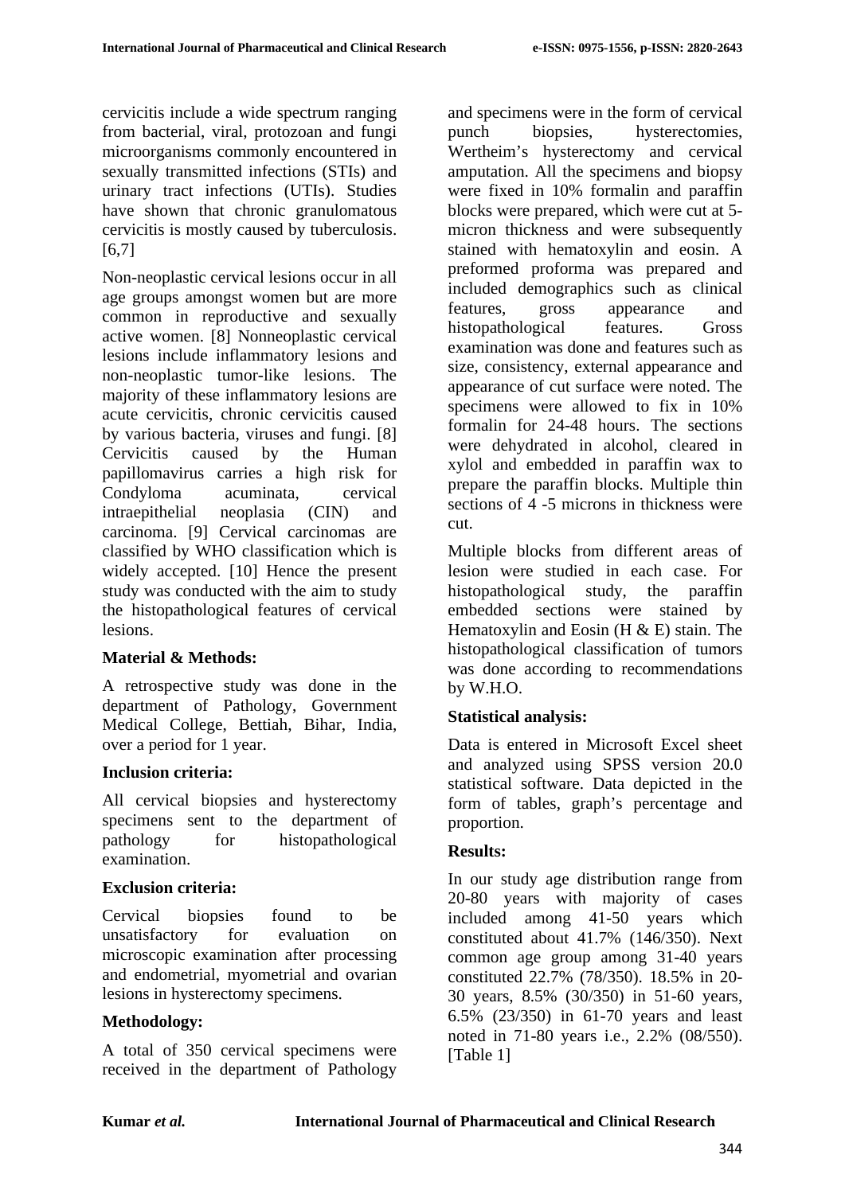cervicitis include a wide spectrum ranging from bacterial, viral, protozoan and fungi microorganisms commonly encountered in sexually transmitted infections (STIs) and urinary tract infections (UTIs). Studies have shown that chronic granulomatous cervicitis is mostly caused by tuberculosis. [6,7]

Non-neoplastic cervical lesions occur in all age groups amongst women but are more common in reproductive and sexually active women. [8] Nonneoplastic cervical lesions include inflammatory lesions and non-neoplastic tumor-like lesions. The majority of these inflammatory lesions are acute cervicitis, chronic cervicitis caused by various bacteria, viruses and fungi. [8] Cervicitis caused by the Human papillomavirus carries a high risk for Condyloma acuminata, cervical intraepithelial neoplasia (CIN) and carcinoma. [9] Cervical carcinomas are classified by WHO classification which is widely accepted. [10] Hence the present study was conducted with the aim to study the histopathological features of cervical lesions.

**Material & Methods:**

A retrospective study was done in the department of Pathology, Government Medical College, Bettiah, Bihar, India, over a period for 1 year.

**Inclusion criteria:**

All cervical biopsies and hysterectomy specimens sent to the department of pathology for histopathological examination.

**Exclusion criteria:**

Cervical biopsies found to be unsatisfactory for evaluation on microscopic examination after processing and endometrial, myometrial and ovarian lesions in hysterectomy specimens.

**Methodology:**

A total of 350 cervical specimens were received in the department of Pathology and specimens were in the form of cervical punch biopsies, hysterectomies, Wertheim's hysterectomy and cervical amputation. All the specimens and biopsy were fixed in 10% formalin and paraffin blocks were prepared, which were cut at 5-micron thickness and were subsequently stained with hematoxylin and eosin. A preformed proforma was prepared and included demographics such as clinical features, gross appearance and histopathological features. Gross examination was done and features such as size, consistency, external appearance and appearance of cut surface were noted. The specimens were allowed to fix in 10% formalin for 24-48 hours. The sections were dehydrated in alcohol, cleared in xylol and embedded in paraffin wax to prepare the paraffin blocks. Multiple thin sections of 4 -5 microns in thickness were cut.

Multiple blocks from different areas of lesion were studied in each case. For histopathological study, the paraffin embedded sections were stained by Hematoxylin and Eosin (H & E) stain. The histopathological classification of tumors was done according to recommendations by W.H.O.

**Statistical analysis:**

Data is entered in Microsoft Excel sheet and analyzed using SPSS version 20.0 statistical software. Data depicted in the form of tables, graph's percentage and proportion.

**Results:**

In our study age distribution range from 20-80 years with majority of cases included among 41-50 years which constituted about 41.7% (146/350). Next common age group among 31-40 years constituted 22.7% (78/350). 18.5% in 20-30 years, 8.5% (30/350) in 51-60 years, 6.5% (23/350) in 61-70 years and least noted in 71-80 years i.e., 2.2% (08/550). [Table 1]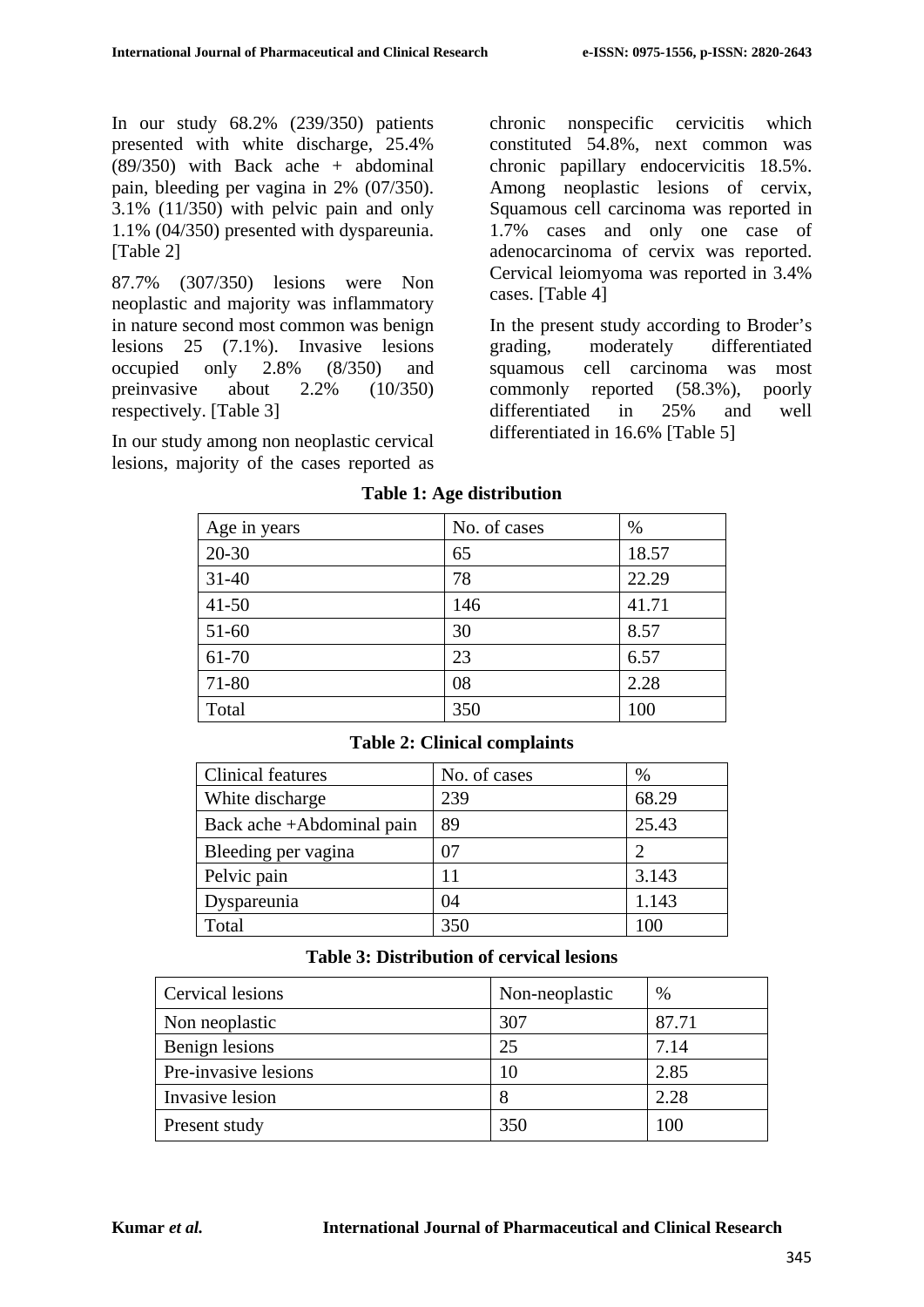In our study 68.2% (239/350) patients presented with white discharge, 25.4% (89/350) with Back ache + abdominal pain, bleeding per vagina in 2% (07/350). 3.1% (11/350) with pelvic pain and only 1.1% (04/350) presented with dyspareunia. [Table 2]

87.7% (307/350) lesions were Non neoplastic and majority was inflammatory in nature second most common was benign lesions 25 (7.1%). Invasive lesions occupied only 2.8% (8/350) and preinvasive about 2.2% (10/350) respectively. [Table 3]

In our study among non neoplastic cervical lesions, majority of the cases reported as chronic nonspecific cervicitis which constituted 54.8%, next common was chronic papillary endocervicitis 18.5%. Among neoplastic lesions of cervix, Squamous cell carcinoma was reported in 1.7% cases and only one case of adenocarcinoma of cervix was reported. Cervical leiomyoma was reported in 3.4% cases. [Table 4]

In the present study according to Broder's grading, moderately differentiated squamous cell carcinoma was most commonly reported (58.3%), poorly differentiated in 25% and well differentiated in 16.6% [Table 5]

**Table 1: Age distribution**

| Age in years | No. of cases | % |
|---|---|---|
| 20-30 | 65 | 18.57 |
| 31-40 | 78 | 22.29 |
| 41-50 | 146 | 41.71 |
| 51-60 | 30 | 8.57 |
| 61-70 | 23 | 6.57 |
| 71-80 | 08 | 2.28 |
| Total | 350 | 100 |

**Table 2: Clinical complaints**

| Clinical features | No. of cases | % |
|---|---|---|
| White discharge | 239 | 68.29 |
| Back ache +Abdominal pain | 89 | 25.43 |
| Bleeding per vagina | 07 | 2 |
| Pelvic pain | 11 | 3.143 |
| Dyspareunia | 04 | 1.143 |
| Total | 350 | 100 |

**Table 3: Distribution of cervical lesions**

| Cervical lesions | Non-neoplastic | % |
|---|---|---|
| Non neoplastic | 307 | 87.71 |
| Benign lesions | 25 | 7.14 |
| Pre-invasive lesions | 10 | 2.85 |
| Invasive lesion | 8 | 2.28 |
| Present study | 350 | 100 |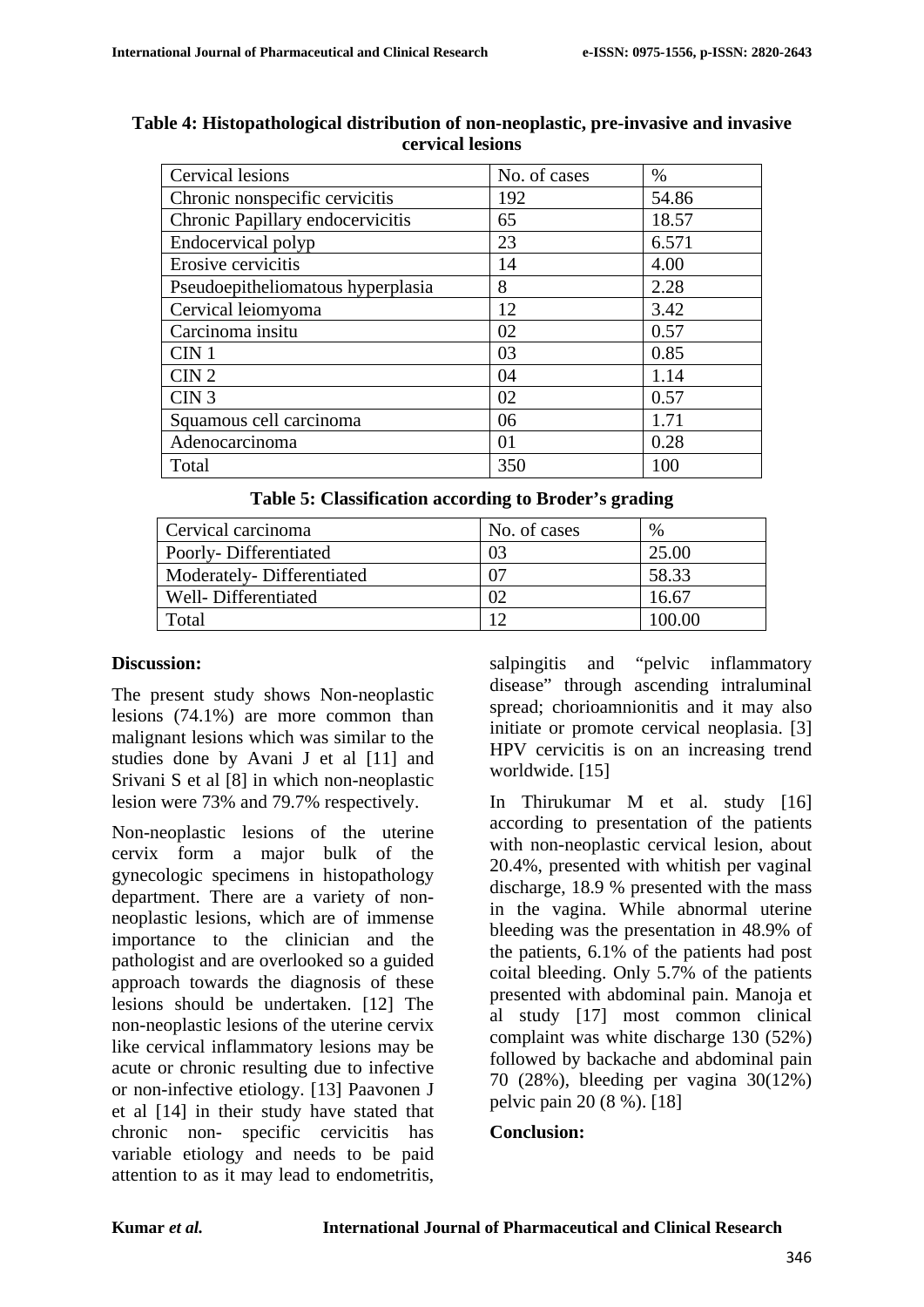**Table 4: Histopathological distribution of non-neoplastic, pre-invasive and invasive cervical lesions**

| Cervical lesions | No. of cases | % |
|---|---|---|
| Chronic nonspecific cervicitis | 192 | 54.86 |
| Chronic Papillary endocervicitis | 65 | 18.57 |
| Endocervical polyp | 23 | 6.571 |
| Erosive cervicitis | 14 | 4.00 |
| Pseudoepitheliomatous hyperplasia | 8 | 2.28 |
| Cervical leiomyoma | 12 | 3.42 |
| Carcinoma insitu | 02 | 0.57 |
| CIN 1 | 03 | 0.85 |
| CIN 2 | 04 | 1.14 |
| CIN 3 | 02 | 0.57 |
| Squamous cell carcinoma | 06 | 1.71 |
| Adenocarcinoma | 01 | 0.28 |
| Total | 350 | 100 |

**Table 5: Classification according to Broder's grading**

| Cervical carcinoma | No. of cases | % |
|---|---|---|
| Poorly- Differentiated | 03 | 25.00 |
| Moderately- Differentiated | 07 | 58.33 |
| Well- Differentiated | 02 | 16.67 |
| Total | 12 | 100.00 |

## Discussion:

The present study shows Non-neoplastic lesions (74.1%) are more common than malignant lesions which was similar to the studies done by Avani J et al [11] and Srivani S et al [8] in which non-neoplastic lesion were 73% and 79.7% respectively.

Non-neoplastic lesions of the uterine cervix form a major bulk of the gynecologic specimens in histopathology department. There are a variety of non-neoplastic lesions, which are of immense importance to the clinician and the pathologist and are overlooked so a guided approach towards the diagnosis of these lesions should be undertaken. [12] The non-neoplastic lesions of the uterine cervix like cervical inflammatory lesions may be acute or chronic resulting due to infective or non-infective etiology. [13] Paavonen J et al [14] in their study have stated that chronic non- specific cervicitis has variable etiology and needs to be paid attention to as it may lead to endometritis, salpingitis and "pelvic inflammatory disease" through ascending intraluminal spread; chorioamnionitis and it may also initiate or promote cervical neoplasia. [3] HPV cervicitis is on an increasing trend worldwide. [15]

In Thirukumar M et al. study [16] according to presentation of the patients with non-neoplastic cervical lesion, about 20.4%, presented with whitish per vaginal discharge, 18.9 % presented with the mass in the vagina. While abnormal uterine bleeding was the presentation in 48.9% of the patients, 6.1% of the patients had post coital bleeding. Only 5.7% of the patients presented with abdominal pain. Manoja et al study [17] most common clinical complaint was white discharge 130 (52%) followed by backache and abdominal pain 70 (28%), bleeding per vagina 30(12%) pelvic pain 20 (8 %). [18]

## Conclusion: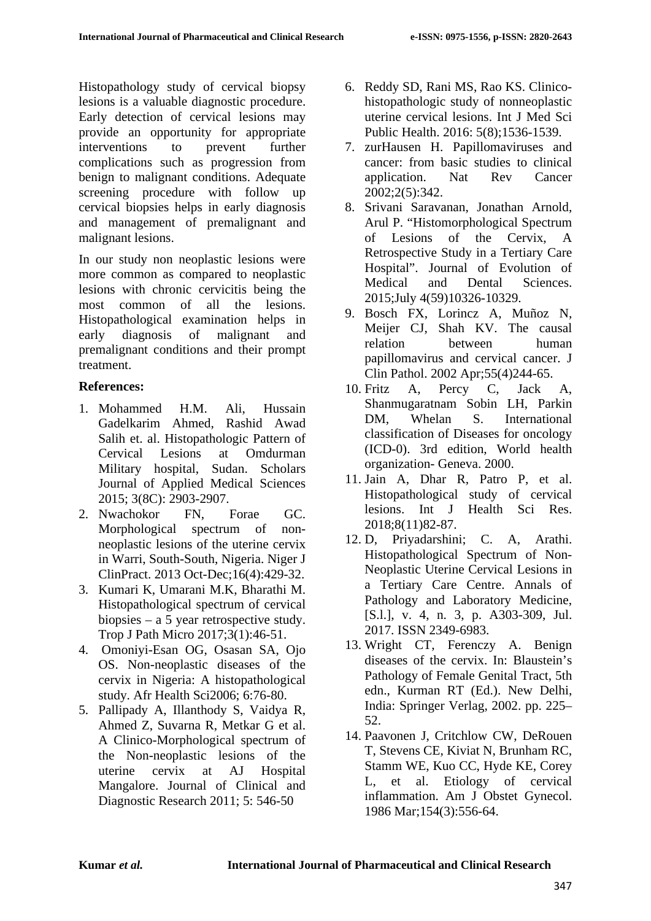Histopathology study of cervical biopsy lesions is a valuable diagnostic procedure. Early detection of cervical lesions may provide an opportunity for appropriate interventions to prevent further complications such as progression from benign to malignant conditions. Adequate screening procedure with follow up cervical biopsies helps in early diagnosis and management of premalignant and malignant lesions.

In our study non neoplastic lesions were more common as compared to neoplastic lesions with chronic cervicitis being the most common of all the lesions. Histopathological examination helps in early diagnosis of malignant and premalignant conditions and their prompt treatment.

**References:**

1. Mohammed H.M. Ali, Hussain Gadelkarim Ahmed, Rashid Awad Salih et. al. Histopathologic Pattern of Cervical Lesions at Omdurman Military hospital, Sudan. Scholars Journal of Applied Medical Sciences 2015; 3(8C): 2903-2907.
2. Nwachokor FN, Forae GC. Morphological spectrum of non-neoplastic lesions of the uterine cervix in Warri, South-South, Nigeria. Niger J ClinPract. 2013 Oct-Dec;16(4):429-32.
3. Kumari K, Umarani M.K, Bharathi M. Histopathological spectrum of cervical biopsies – a 5 year retrospective study. Trop J Path Micro 2017;3(1):46-51.
4. Omoniyi-Esan OG, Osasan SA, Ojo OS. Non-neoplastic diseases of the cervix in Nigeria: A histopathological study. Afr Health Sci2006; 6:76-80.
5. Pallipady A, Illanthody S, Vaidya R, Ahmed Z, Suvarna R, Metkar G et al. A Clinico-Morphological spectrum of the Non-neoplastic lesions of the uterine cervix at AJ Hospital Mangalore. Journal of Clinical and Diagnostic Research 2011; 5: 546-50
6. Reddy SD, Rani MS, Rao KS. Clinico-histopathologic study of nonneoplastic uterine cervical lesions. Int J Med Sci Public Health. 2016: 5(8);1536-1539.
7. zurHausen H. Papillomaviruses and cancer: from basic studies to clinical application. Nat Rev Cancer 2002;2(5):342.
8. Srivani Saravanan, Jonathan Arnold, Arul P. "Histomorphological Spectrum of Lesions of the Cervix, A Retrospective Study in a Tertiary Care Hospital". Journal of Evolution of Medical and Dental Sciences. 2015;July 4(59)10326-10329.
9. Bosch FX, Lorincz A, Muñoz N, Meijer CJ, Shah KV. The causal relation between human papillomavirus and cervical cancer. J Clin Pathol. 2002 Apr;55(4)244-65.
10. Fritz A, Percy C, Jack A, Shanmugaratnam Sobin LH, Parkin DM, Whelan S. International classification of Diseases for oncology (ICD-0). 3rd edition, World health organization- Geneva. 2000.
11. Jain A, Dhar R, Patro P, et al. Histopathological study of cervical lesions. Int J Health Sci Res. 2018;8(11)82-87.
12. D, Priyadarshini; C. A, Arathi. Histopathological Spectrum of Non-Neoplastic Uterine Cervical Lesions in a Tertiary Care Centre. Annals of Pathology and Laboratory Medicine, [S.l.], v. 4, n. 3, p. A303-309, Jul. 2017. ISSN 2349-6983.
13. Wright CT, Ferenczy A. Benign diseases of the cervix. In: Blaustein's Pathology of Female Genital Tract, 5th edn., Kurman RT (Ed.). New Delhi, India: Springer Verlag, 2002. pp. 225–52.
14. Paavonen J, Critchlow CW, DeRouen T, Stevens CE, Kiviat N, Brunham RC, Stamm WE, Kuo CC, Hyde KE, Corey L, et al. Etiology of cervical inflammation. Am J Obstet Gynecol. 1986 Mar;154(3):556-64.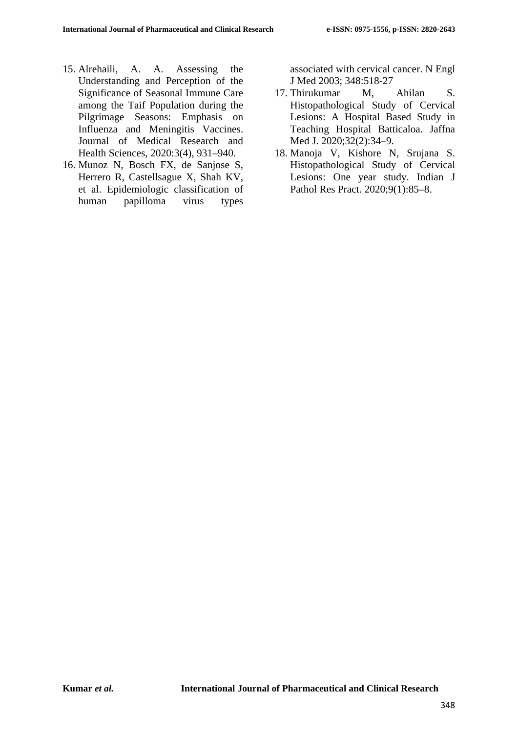15. Alrehaili, A. A. Assessing the Understanding and Perception of the Significance of Seasonal Immune Care among the Taif Population during the Pilgrimage Seasons: Emphasis on Influenza and Meningitis Vaccines. Journal of Medical Research and Health Sciences, 2020:3(4), 931–940.
16. Munoz N, Bosch FX, de Sanjose S, Herrero R, Castellsague X, Shah KV, et al. Epidemiologic classification of human papilloma virus types associated with cervical cancer. N Engl J Med 2003; 348:518-27
17. Thirukumar M, Ahilan S. Histopathological Study of Cervical Lesions: A Hospital Based Study in Teaching Hospital Batticaloa. Jaffna Med J. 2020;32(2):34–9.
18. Manoja V, Kishore N, Srujana S. Histopathological Study of Cervical Lesions: One year study. Indian J Pathol Res Pract. 2020;9(1):85–8.